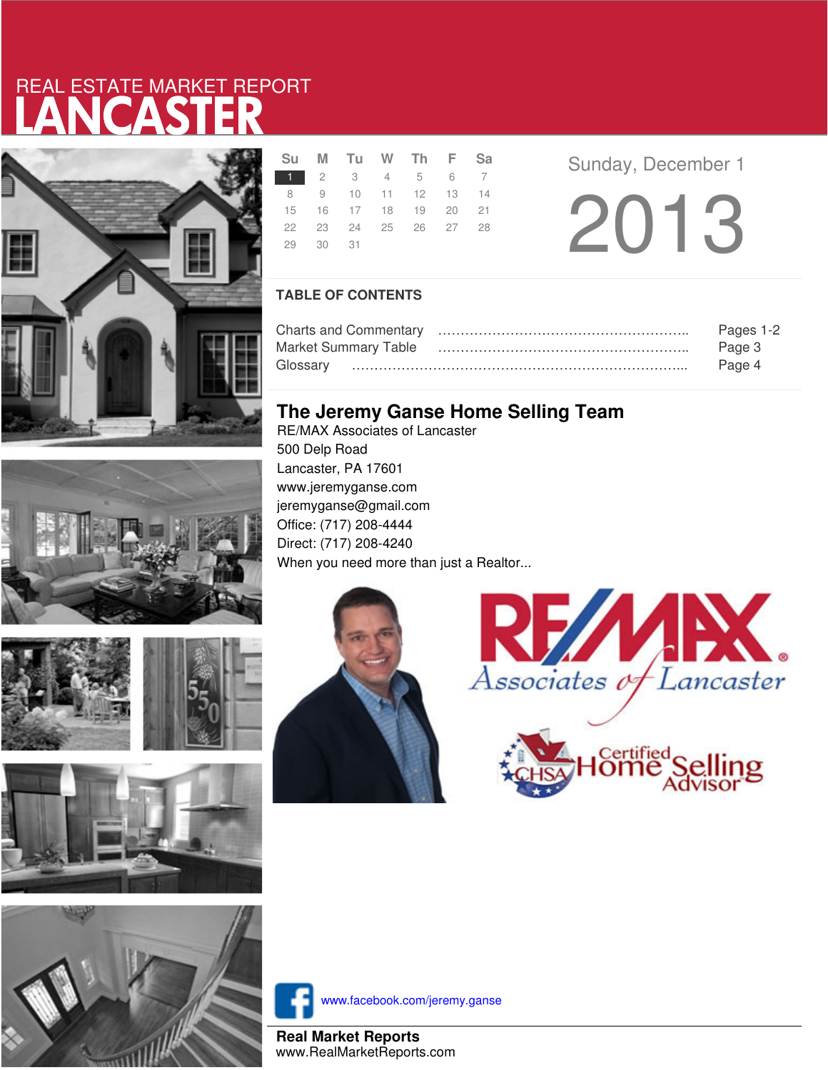REAL ESTATE MARKET REPORT

# LANCASTER

| Su | M | Tu | W | Th | F | Sa |
|---|---|---|---|---|---|---|
| 1 | 2 | 3 | 4 | 5 | 6 | 7 |
| 8 | 9 | 10 | 11 | 12 | 13 | 14 |
| 15 | 16 | 17 | 18 | 19 | 20 | 21 |
| 22 | 23 | 24 | 25 | 26 | 27 | 28 |
| 29 | 30 | 31 | | | | |

Sunday, December 1

2013

## TABLE OF CONTENTS

Charts and Commentary ………………………………………………….. Pages 1-2
Market Summary Table ………………………………………………….. Page 3
Glossary ……………………………………………………………………... Page 4

## The Jeremy Ganse Home Selling Team

RE/MAX Associates of Lancaster
500 Delp Road
Lancaster, PA 17601
www.jeremyganse.com
jeremyganse@gmail.com
Office: (717) 208-4444
Direct: (717) 208-4240
When you need more than just a Realtor...

RE/MAX Associates of Lancaster

CHSA Certified Home Selling Advisor

www.facebook.com/jeremy.ganse

**Real Market Reports**
www.RealMarketReports.com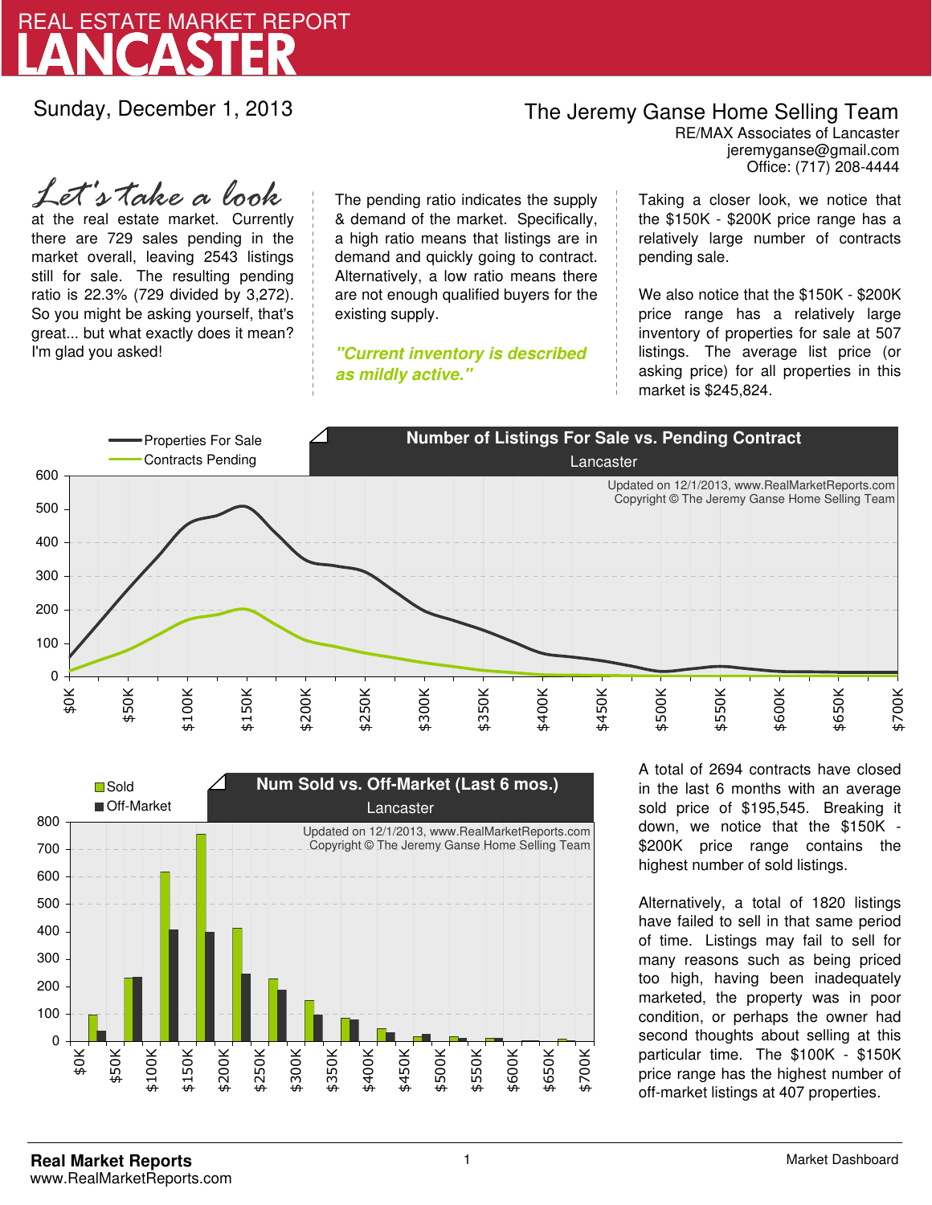# REAL ESTATE MARKET REPORT
# LANCASTER

Sunday, December 1, 2013

**The Jeremy Ganse Home Selling Team**
RE/MAX Associates of Lancaster
jeremyganse@gmail.com
Office: (717) 208-4444

*Let's take a look* at the real estate market. Currently there are 729 sales pending in the market overall, leaving 2543 listings still for sale. The resulting pending ratio is 22.3% (729 divided by 3,272). So you might be asking yourself, that's great... but what exactly does it mean? I'm glad you asked!

The pending ratio indicates the supply & demand of the market. Specifically, a high ratio means that listings are in demand and quickly going to contract. Alternatively, a low ratio means there are not enough qualified buyers for the existing supply.

***"Current inventory is described as mildly active."***

Taking a closer look, we notice that the \$150K - \$200K price range has a relatively large number of contracts pending sale.

We also notice that the \$150K - \$200K price range has a relatively large inventory of properties for sale at 507 listings. The average list price (or asking price) for all properties in this market is \$245,824.

**Number of Listings For Sale vs. Pending Contract**
Lancaster

Updated on 12/1/2013, www.RealMarketReports.com
Copyright © The Jeremy Ganse Home Selling Team

**Num Sold vs. Off-Market (Last 6 mos.)**
Lancaster

Updated on 12/1/2013, www.RealMarketReports.com
Copyright © The Jeremy Ganse Home Selling Team

A total of 2694 contracts have closed in the last 6 months with an average sold price of \$195,545. Breaking it down, we notice that the \$150K - \$200K price range contains the highest number of sold listings.

Alternatively, a total of 1820 listings have failed to sell in that same period of time. Listings may fail to sell for many reasons such as being priced too high, having been inadequately marketed, the property was in poor condition, or perhaps the owner had second thoughts about selling at this particular time. The \$100K - \$150K price range has the highest number of off-market listings at 407 properties.

**Real Market Reports**
www.RealMarketReports.com

Market Dashboard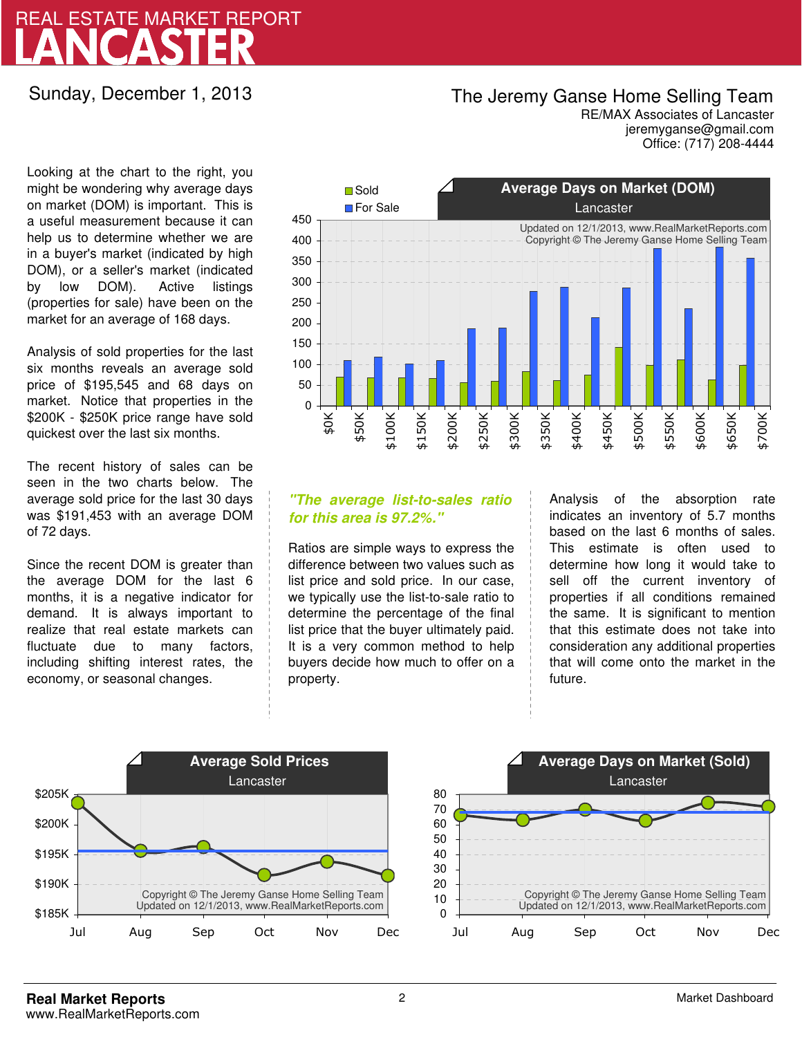# REAL ESTATE MARKET REPORT
# LANCASTER

Sunday, December 1, 2013

**The Jeremy Ganse Home Selling Team**
RE/MAX Associates of Lancaster
jeremyganse@gmail.com
Office: (717) 208-4444

Looking at the chart to the right, you might be wondering why average days on market (DOM) is important. This is a useful measurement because it can help us to determine whether we are in a buyer's market (indicated by high DOM), or a seller's market (indicated by low DOM). Active listings (properties for sale) have been on the market for an average of 168 days.

Analysis of sold properties for the last six months reveals an average sold price of $195,545 and 68 days on market. Notice that properties in the $200K - $250K price range have sold quickest over the last six months.

The recent history of sales can be seen in the two charts below. The average sold price for the last 30 days was $191,453 with an average DOM of 72 days.

Since the recent DOM is greater than the average DOM for the last 6 months, it is a negative indicator for demand. It is always important to realize that real estate markets can fluctuate due to many factors, including shifting interest rates, the economy, or seasonal changes.

***"The average list-to-sales ratio for this area is 97.2%."***

Ratios are simple ways to express the difference between two values such as list price and sold price. In our case, we typically use the list-to-sale ratio to determine the percentage of the final list price that the buyer ultimately paid. It is a very common method to help buyers decide how much to offer on a property.

Analysis of the absorption rate indicates an inventory of 5.7 months based on the last 6 months of sales. This estimate is often used to determine how long it would take to sell off the current inventory of properties if all conditions remained the same. It is significant to mention that this estimate does not take into consideration any additional properties that will come onto the market in the future.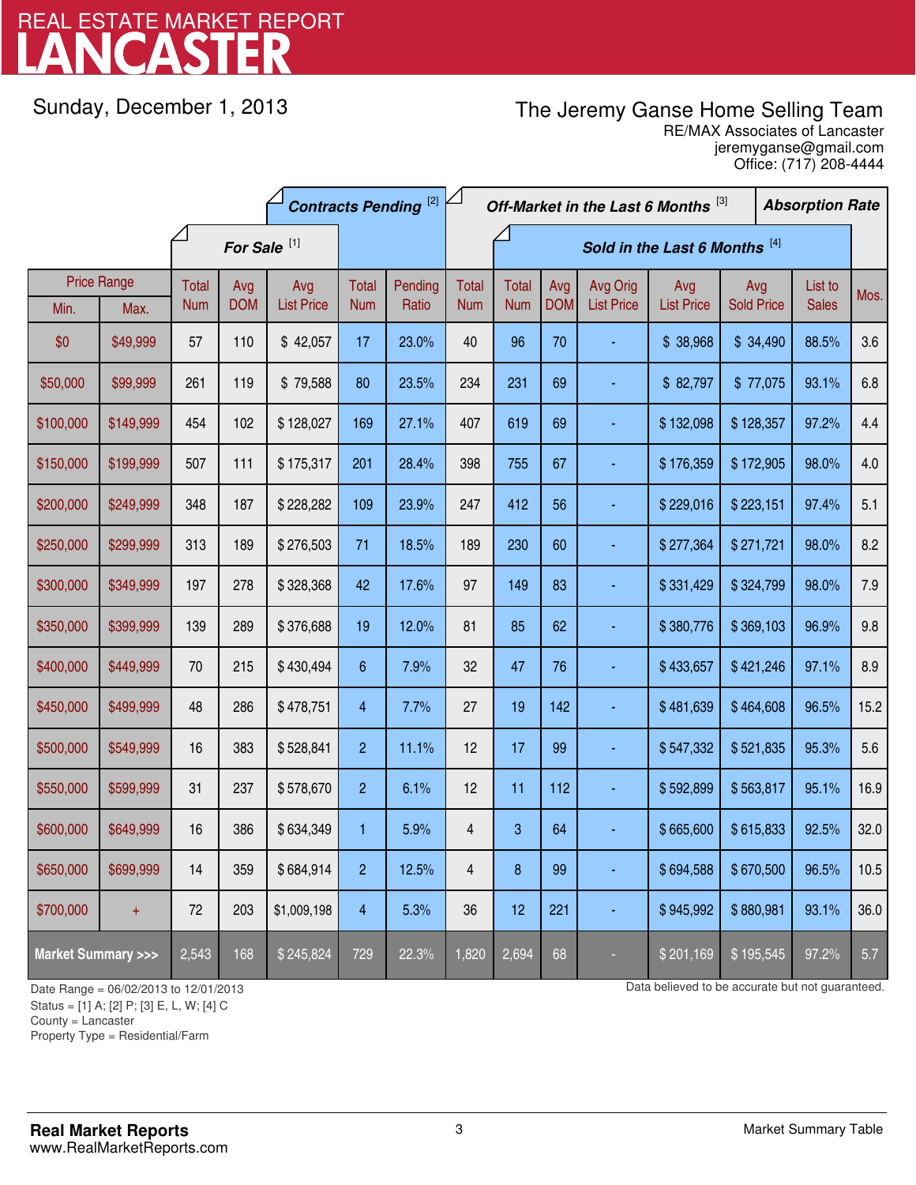# REAL ESTATE MARKET REPORT
# LANCASTER

Sunday, December 1, 2013

**The Jeremy Ganse Home Selling Team**
RE/MAX Associates of Lancaster
jeremyganse@gmail.com
Office: (717) 208-4444

| Price Range | | For Sale [1] | | | Contracts Pending [2] | | Off-Market in the Last 6 Months [3] | Sold in the Last 6 Months [4] | | | | | | Absorption Rate |
|---|---|---|---|---|---|---|---|---|---|---|---|---|---|---|
| Min. | Max. | Total Num | Avg DOM | Avg List Price | Total Num | Pending Ratio | Total Num | Total Num | Avg DOM | Avg Orig List Price | Avg List Price | Avg Sold Price | List to Sales | Mos. |
| $0 | $49,999 | 57 | 110 | $ 42,057 | 17 | 23.0% | 40 | 96 | 70 | - | $ 38,968 | $ 34,490 | 88.5% | 3.6 |
| $50,000 | $99,999 | 261 | 119 | $ 79,588 | 80 | 23.5% | 234 | 231 | 69 | - | $ 82,797 | $ 77,075 | 93.1% | 6.8 |
| $100,000 | $149,999 | 454 | 102 | $ 128,027 | 169 | 27.1% | 407 | 619 | 69 | - | $ 132,098 | $ 128,357 | 97.2% | 4.4 |
| $150,000 | $199,999 | 507 | 111 | $ 175,317 | 201 | 28.4% | 398 | 755 | 67 | - | $ 176,359 | $ 172,905 | 98.0% | 4.0 |
| $200,000 | $249,999 | 348 | 187 | $ 228,282 | 109 | 23.9% | 247 | 412 | 56 | - | $ 229,016 | $ 223,151 | 97.4% | 5.1 |
| $250,000 | $299,999 | 313 | 189 | $ 276,503 | 71 | 18.5% | 189 | 230 | 60 | - | $ 277,364 | $ 271,721 | 98.0% | 8.2 |
| $300,000 | $349,999 | 197 | 278 | $ 328,368 | 42 | 17.6% | 97 | 149 | 83 | - | $ 331,429 | $ 324,799 | 98.0% | 7.9 |
| $350,000 | $399,999 | 139 | 289 | $ 376,688 | 19 | 12.0% | 81 | 85 | 62 | - | $ 380,776 | $ 369,103 | 96.9% | 9.8 |
| $400,000 | $449,999 | 70 | 215 | $ 430,494 | 6 | 7.9% | 32 | 47 | 76 | - | $ 433,657 | $ 421,246 | 97.1% | 8.9 |
| $450,000 | $499,999 | 48 | 286 | $ 478,751 | 4 | 7.7% | 27 | 19 | 142 | - | $ 481,639 | $ 464,608 | 96.5% | 15.2 |
| $500,000 | $549,999 | 16 | 383 | $ 528,841 | 2 | 11.1% | 12 | 17 | 99 | - | $ 547,332 | $ 521,835 | 95.3% | 5.6 |
| $550,000 | $599,999 | 31 | 237 | $ 578,670 | 2 | 6.1% | 12 | 11 | 112 | - | $ 592,899 | $ 563,817 | 95.1% | 16.9 |
| $600,000 | $649,999 | 16 | 386 | $ 634,349 | 1 | 5.9% | 4 | 3 | 64 | - | $ 665,600 | $ 615,833 | 92.5% | 32.0 |
| $650,000 | $699,999 | 14 | 359 | $ 684,914 | 2 | 12.5% | 4 | 8 | 99 | - | $ 694,588 | $ 670,500 | 96.5% | 10.5 |
| $700,000 | + | 72 | 203 | $1,009,198 | 4 | 5.3% | 36 | 12 | 221 | - | $ 945,992 | $ 880,981 | 93.1% | 36.0 |
| **Market Summary >>>** | | 2,543 | 168 | $ 245,824 | 729 | 22.3% | 1,820 | 2,694 | 68 | - | $ 201,169 | $ 195,545 | 97.2% | 5.7 |

Date Range = 06/02/2013 to 12/01/2013
Status = [1] A; [2] P; [3] E, L, W; [4] C
County = Lancaster
Property Type = Residential/Farm

Data believed to be accurate but not guaranteed.

**Real Market Reports**
www.RealMarketReports.com

Market Summary Table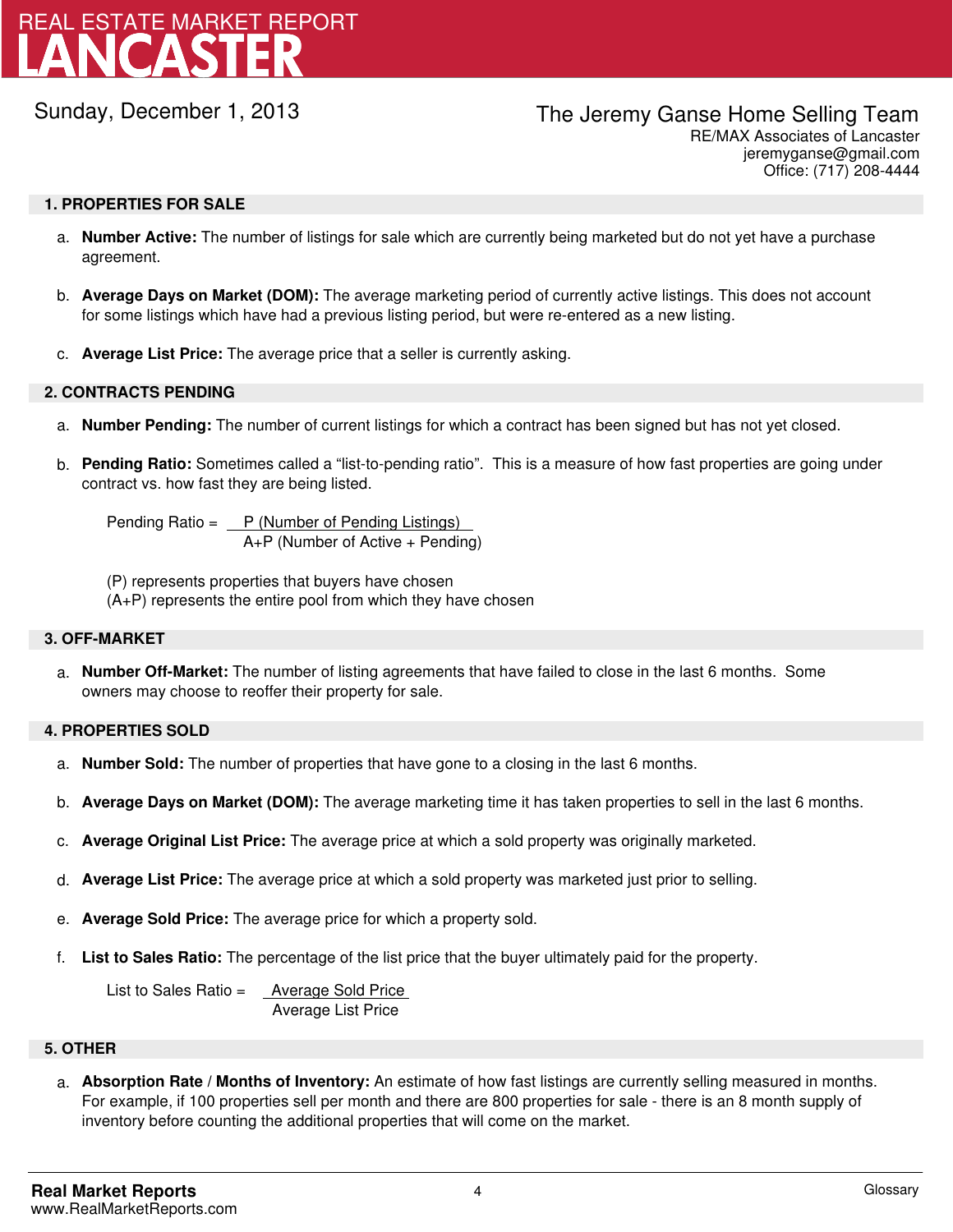# REAL ESTATE MARKET REPORT
# LANCASTER

Sunday, December 1, 2013

**The Jeremy Ganse Home Selling Team**
RE/MAX Associates of Lancaster
jeremyganse@gmail.com
Office: (717) 208-4444

## 1. PROPERTIES FOR SALE

a. **Number Active:** The number of listings for sale which are currently being marketed but do not yet have a purchase agreement.

b. **Average Days on Market (DOM):** The average marketing period of currently active listings. This does not account for some listings which have had a previous listing period, but were re-entered as a new listing.

c. **Average List Price:** The average price that a seller is currently asking.

## 2. CONTRACTS PENDING

a. **Number Pending:** The number of current listings for which a contract has been signed but has not yet closed.

b. **Pending Ratio:** Sometimes called a "list-to-pending ratio". This is a measure of how fast properties are going under contract vs. how fast they are being listed.

$$\text{Pending Ratio} = \frac{\text{P (Number of Pending Listings)}}{\text{A+P (Number of Active + Pending)}}$$

(P) represents properties that buyers have chosen
(A+P) represents the entire pool from which they have chosen

## 3. OFF-MARKET

a. **Number Off-Market:** The number of listing agreements that have failed to close in the last 6 months. Some owners may choose to reoffer their property for sale.

## 4. PROPERTIES SOLD

a. **Number Sold:** The number of properties that have gone to a closing in the last 6 months.

b. **Average Days on Market (DOM):** The average marketing time it has taken properties to sell in the last 6 months.

c. **Average Original List Price:** The average price at which a sold property was originally marketed.

d. **Average List Price:** The average price at which a sold property was marketed just prior to selling.

e. **Average Sold Price:** The average price for which a property sold.

f. **List to Sales Ratio:** The percentage of the list price that the buyer ultimately paid for the property.

$$\text{List to Sales Ratio} = \frac{\text{Average Sold Price}}{\text{Average List Price}}$$

## 5. OTHER

a. **Absorption Rate / Months of Inventory:** An estimate of how fast listings are currently selling measured in months. For example, if 100 properties sell per month and there are 800 properties for sale - there is an 8 month supply of inventory before counting the additional properties that will come on the market.